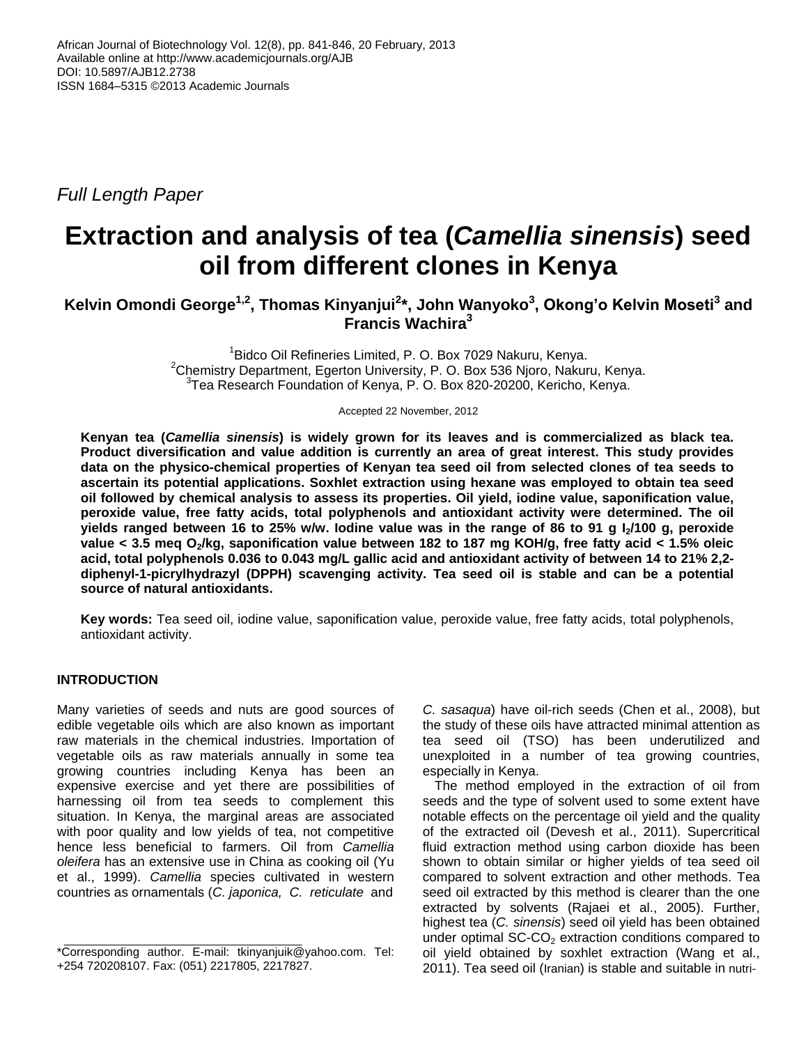*Full Length Paper*

# Extraction and analysis of tea (*Camellia sinensis*) seed oil from different clones in Kenya

**Kelvin Omondi George[1,2], Thomas Kinyanjui[2]*, John Wanyoko[3], Okong'o Kelvin Moseti[3] and Francis Wachira[3]**

[1]Bidco Oil Refineries Limited, P. O. Box 7029 Nakuru, Kenya.
[2]Chemistry Department, Egerton University, P. O. Box 536 Njoro, Nakuru, Kenya.
[3]Tea Research Foundation of Kenya, P. O. Box 820-20200, Kericho, Kenya.

Accepted 22 November, 2012

**Kenyan tea (*Camellia sinensis*) is widely grown for its leaves and is commercialized as black tea. Product diversification and value addition is currently an area of great interest. This study provides data on the physico-chemical properties of Kenyan tea seed oil from selected clones of tea seeds to ascertain its potential applications. Soxhlet extraction using hexane was employed to obtain tea seed oil followed by chemical analysis to assess its properties. Oil yield, iodine value, saponification value, peroxide value, free fatty acids, total polyphenols and antioxidant activity were determined. The oil yields ranged between 16 to 25% w/w. Iodine value was in the range of 86 to 91 g $I_2$/100 g, peroxide value < 3.5 meq $O_2$/kg, saponification value between 182 to 187 mg KOH/g, free fatty acid < 1.5% oleic acid, total polyphenols 0.036 to 0.043 mg/L gallic acid and antioxidant activity of between 14 to 21% 2,2-diphenyl-1-picrylhydrazyl (DPPH) scavenging activity. Tea seed oil is stable and can be a potential source of natural antioxidants.**

**Key words:** Tea seed oil, iodine value, saponification value, peroxide value, free fatty acids, total polyphenols, antioxidant activity.

## INTRODUCTION

Many varieties of seeds and nuts are good sources of edible vegetable oils which are also known as important raw materials in the chemical industries. Importation of vegetable oils as raw materials annually in some tea growing countries including Kenya has been an expensive exercise and yet there are possibilities of harnessing oil from tea seeds to complement this situation. In Kenya, the marginal areas are associated with poor quality and low yields of tea, not competitive hence less beneficial to farmers. Oil from *Camellia oleifera* has an extensive use in China as cooking oil (Yu et al., 1999). *Camellia* species cultivated in western countries as ornamentals (*C. japonica, C. reticulate* and *C. sasaqua*) have oil-rich seeds (Chen et al., 2008), but the study of these oils have attracted minimal attention as tea seed oil (TSO) has been underutilized and unexploited in a number of tea growing countries, especially in Kenya.

The method employed in the extraction of oil from seeds and the type of solvent used to some extent have notable effects on the percentage oil yield and the quality of the extracted oil (Devesh et al., 2011). Supercritical fluid extraction method using carbon dioxide has been shown to obtain similar or higher yields of tea seed oil compared to solvent extraction and other methods. Tea seed oil extracted by this method is clearer than the one extracted by solvents (Rajaei et al., 2005). Further, highest tea (*C. sinensis*) seed oil yield has been obtained under optimal SC-$CO_2$ extraction conditions compared to oil yield obtained by soxhlet extraction (Wang et al., 2011). Tea seed oil (Iranian) is stable and suitable in nutri-

*Corresponding author. E-mail: tkinyanjuik@yahoo.com. Tel: +254 720208107. Fax: (051) 2217805, 2217827.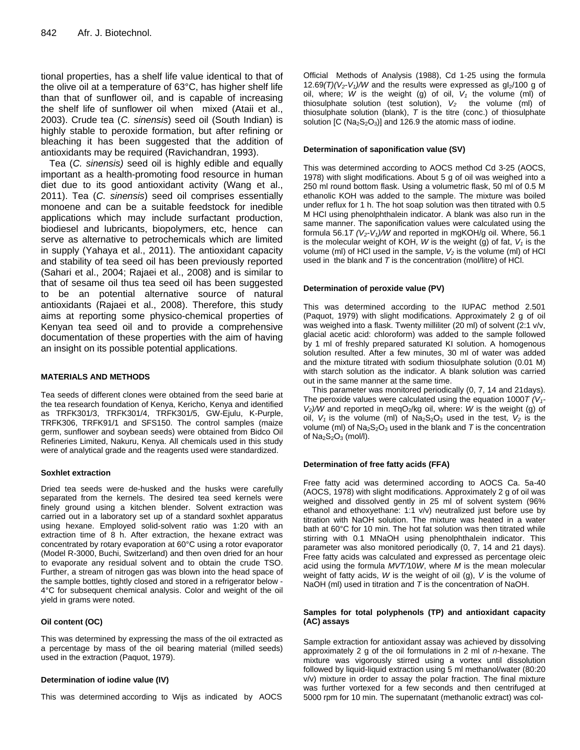tional properties, has a shelf life value identical to that of the olive oil at a temperature of 63°C, has higher shelf life than that of sunflower oil, and is capable of increasing the shelf life of sunflower oil when mixed (Ataii et al., 2003). Crude tea (*C. sinensis*) seed oil (South Indian) is highly stable to peroxide formation, but after refining or bleaching it has been suggested that the addition of antioxidants may be required (Ravichandran, 1993).

Tea (*C. sinensis)* seed oil is highly edible and equally important as a health-promoting food resource in human diet due to its good antioxidant activity (Wang et al., 2011). Tea (*C. sinensis*) seed oil comprises essentially monoene and can be a suitable feedstock for inedible applications which may include surfactant production, biodiesel and lubricants, biopolymers, etc, hence can serve as alternative to petrochemicals which are limited in supply (Yahaya et al., 2011). The antioxidant capacity and stability of tea seed oil has been previously reported (Sahari et al., 2004; Rajaei et al., 2008) and is similar to that of sesame oil thus tea seed oil has been suggested to be an potential alternative source of natural antioxidants (Rajaei et al., 2008). Therefore, this study aims at reporting some physico-chemical properties of Kenyan tea seed oil and to provide a comprehensive documentation of these properties with the aim of having an insight on its possible potential applications.

## MATERIALS AND METHODS

Tea seeds of different clones were obtained from the seed barie at the tea research foundation of Kenya, Kericho, Kenya and identified as TRFK301/3, TRFK301/4, TRFK301/5, GW-Ejulu, K-Purple, TRFK306, TRFK91/1 and SFS150. The control samples (maize germ, sunflower and soybean seeds) were obtained from Bidco Oil Refineries Limited, Nakuru, Kenya. All chemicals used in this study were of analytical grade and the reagents used were standardized.

### Soxhlet extraction

Dried tea seeds were de-husked and the husks were carefully separated from the kernels. The desired tea seed kernels were finely ground using a kitchen blender. Solvent extraction was carried out in a laboratory set up of a standard soxhlet apparatus using hexane. Employed solid-solvent ratio was 1:20 with an extraction time of 8 h. After extraction, the hexane extract was concentrated by rotary evaporation at 60°C using a rotor evaporator (Model R-3000, Buchi, Switzerland) and then oven dried for an hour to evaporate any residual solvent and to obtain the crude TSO. Further, a stream of nitrogen gas was blown into the head space of the sample bottles, tightly closed and stored in a refrigerator below -4°C for subsequent chemical analysis. Color and weight of the oil yield in grams were noted.

### Oil content (OC)

This was determined by expressing the mass of the oil extracted as a percentage by mass of the oil bearing material (milled seeds) used in the extraction (Paquot, 1979).

### Determination of iodine value (IV)

This was determined according to Wijs as indicated by AOCS Official Methods of Analysis (1988), Cd 1-25 using the formula $12.69(T)(V_2\text{-}V_1)/W$ and the results were expressed as $gI_2$/100 g of oil, where; $W$ is the weight (g) of oil, $V_1$ the volume (ml) of thiosulphate solution (test solution), $V_2$ the volume (ml) of thiosulphate solution (blank), $T$ is the titre (conc.) of thiosulphate solution [C ($Na_2S_2O_3$)] and 126.9 the atomic mass of iodine.

### Determination of saponification value (SV)

This was determined according to AOCS method Cd 3-25 (AOCS, 1978) with slight modifications. About 5 g of oil was weighed into a 250 ml round bottom flask. Using a volumetric flask, 50 ml of 0.5 M ethanolic KOH was added to the sample. The mixture was boiled under reflux for 1 h. The hot soap solution was then titrated with 0.5 M HCl using phenolphthalein indicator. A blank was also run in the same manner. The saponification values were calculated using the formula $56.1T\ (V_2\text{-}V_1)/W$ and reported in mgKOH/g oil. Where, 56.1 is the molecular weight of KOH, $W$ is the weight (g) of fat, $V_1$ is the volume (ml) of HCl used in the sample, $V_2$ is the volume (ml) of HCl used in the blank and $T$ is the concentration (mol/litre) of HCl.

### Determination of peroxide value (PV)

This was determined according to the IUPAC method 2.501 (Paquot, 1979) with slight modifications. Approximately 2 g of oil was weighed into a flask. Twenty milliliter (20 ml) of solvent (2:1 v/v, glacial acetic acid: chloroform) was added to the sample followed by 1 ml of freshly prepared saturated KI solution. A homogenous solution resulted. After a few minutes, 30 ml of water was added and the mixture titrated with sodium thiosulphate solution (0.01 M) with starch solution as the indicator. A blank solution was carried out in the same manner at the same time.

This parameter was monitored periodically (0, 7, 14 and 21days). The peroxide values were calculated using the equation $1000T\ (V_1\text{-}V_2)/W$ and reported in meq$O_2$/kg oil, where: $W$ is the weight (g) of oil, $V_1$ is the volume (ml) of $Na_2S_2O_3$ used in the test, $V_2$ is the volume (ml) of $Na_2S_2O_3$ used in the blank and $T$ is the concentration of $Na_2S_2O_3$ (mol/l).

### Determination of free fatty acids (FFA)

Free fatty acid was determined according to AOCS Ca. 5a-40 (AOCS, 1978) with slight modifications. Approximately 2 g of oil was weighed and dissolved gently in 25 ml of solvent system (96% ethanol and ethoxyethane: 1:1 v/v) neutralized just before use by titration with NaOH solution. The mixture was heated in a water bath at 60°C for 10 min. The hot fat solution was then titrated while stirring with 0.1 MNaOH using phenolphthalein indicator. This parameter was also monitored periodically (0, 7, 14 and 21 days). Free fatty acids was calculated and expressed as percentage oleic acid using the formula $MVT/10W$, where $M$ is the mean molecular weight of fatty acids, $W$ is the weight of oil (g), $V$ is the volume of NaOH (ml) used in titration and $T$ is the concentration of NaOH.

### Samples for total polyphenols (TP) and antioxidant capacity (AC) assays

Sample extraction for antioxidant assay was achieved by dissolving approximately 2 g of the oil formulations in 2 ml of *n*-hexane. The mixture was vigorously stirred using a vortex until dissolution followed by liquid-liquid extraction using 5 ml methanol/water (80:20 v/v) mixture in order to assay the polar fraction. The final mixture was further vortexed for a few seconds and then centrifuged at 5000 rpm for 10 min. The supernatant (methanolic extract) was col-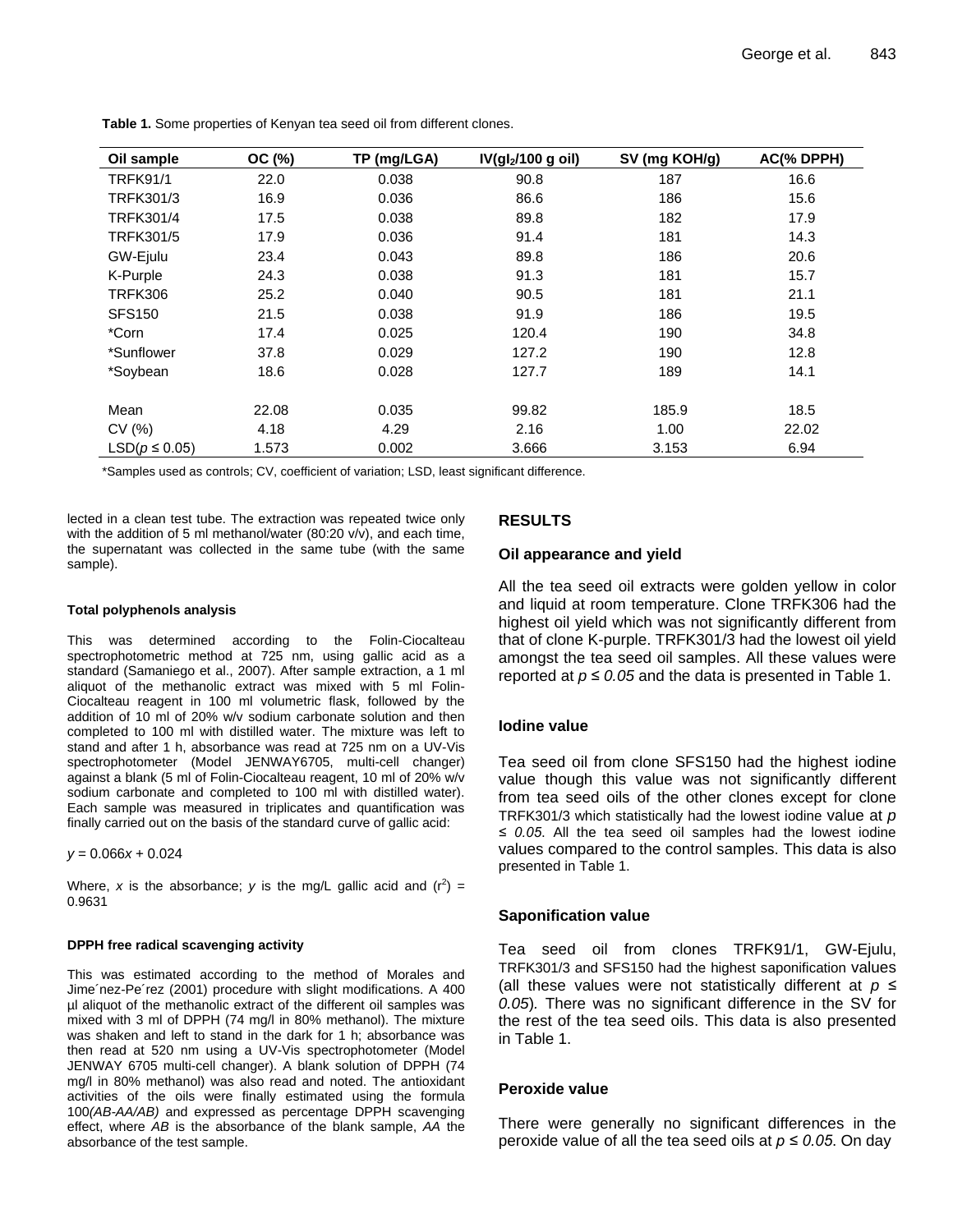**Table 1.** Some properties of Kenyan tea seed oil from different clones.

| Oil sample | OC (%) | TP (mg/LGA) | IV($gI_2$/100 g oil) | SV (mg KOH/g) | AC(% DPPH) |
|---|---|---|---|---|---|
| TRFK91/1 | 22.0 | 0.038 | 90.8 | 187 | 16.6 |
| TRFK301/3 | 16.9 | 0.036 | 86.6 | 186 | 15.6 |
| TRFK301/4 | 17.5 | 0.038 | 89.8 | 182 | 17.9 |
| TRFK301/5 | 17.9 | 0.036 | 91.4 | 181 | 14.3 |
| GW-Ejulu | 23.4 | 0.043 | 89.8 | 186 | 20.6 |
| K-Purple | 24.3 | 0.038 | 91.3 | 181 | 15.7 |
| TRFK306 | 25.2 | 0.040 | 90.5 | 181 | 21.1 |
| SFS150 | 21.5 | 0.038 | 91.9 | 186 | 19.5 |
| *Corn | 17.4 | 0.025 | 120.4 | 190 | 34.8 |
| *Sunflower | 37.8 | 0.029 | 127.2 | 190 | 12.8 |
| *Soybean | 18.6 | 0.028 | 127.7 | 189 | 14.1 |
| Mean | 22.08 | 0.035 | 99.82 | 185.9 | 18.5 |
| CV (%) | 4.18 | 4.29 | 2.16 | 1.00 | 22.02 |
| LSD($p \leq 0.05$) | 1.573 | 0.002 | 3.666 | 3.153 | 6.94 |

*Samples used as controls; CV, coefficient of variation; LSD, least significant difference.

lected in a clean test tube. The extraction was repeated twice only with the addition of 5 ml methanol/water (80:20 v/v), and each time, the supernatant was collected in the same tube (with the same sample).

#### Total polyphenols analysis

This was determined according to the Folin-Ciocalteau spectrophotometric method at 725 nm, using gallic acid as a standard (Samaniego et al., 2007). After sample extraction, a 1 ml aliquot of the methanolic extract was mixed with 5 ml Folin-Ciocalteau reagent in 100 ml volumetric flask, followed by the addition of 10 ml of 20% w/v sodium carbonate solution and then completed to 100 ml with distilled water. The mixture was left to stand and after 1 h, absorbance was read at 725 nm on a UV-Vis spectrophotometer (Model JENWAY6705, multi-cell changer) against a blank (5 ml of Folin-Ciocalteau reagent, 10 ml of 20% w/v sodium carbonate and completed to 100 ml with distilled water). Each sample was measured in triplicates and quantification was finally carried out on the basis of the standard curve of gallic acid:

$y = 0.066x + 0.024$

Where, $x$ is the absorbance; $y$ is the mg/L gallic acid and ($r^2$) = 0.9631

#### DPPH free radical scavenging activity

This was estimated according to the method of Morales and Jime´nez-Pe´rez (2001) procedure with slight modifications. A 400 µl aliquot of the methanolic extract of the different oil samples was mixed with 3 ml of DPPH (74 mg/l in 80% methanol). The mixture was shaken and left to stand in the dark for 1 h; absorbance was then read at 520 nm using a UV-Vis spectrophotometer (Model JENWAY 6705 multi-cell changer). A blank solution of DPPH (74 mg/l in 80% methanol) was also read and noted. The antioxidant activities of the oils were finally estimated using the formula 100*(AB-AA/AB)* and expressed as percentage DPPH scavenging effect, where *AB* is the absorbance of the blank sample, *AA* the absorbance of the test sample.

## RESULTS

### Oil appearance and yield

All the tea seed oil extracts were golden yellow in color and liquid at room temperature. Clone TRFK306 had the highest oil yield which was not significantly different from that of clone K-purple. TRFK301/3 had the lowest oil yield amongst the tea seed oil samples. All these values were reported at $p \leq 0.05$ and the data is presented in Table 1.

### Iodine value

Tea seed oil from clone SFS150 had the highest iodine value though this value was not significantly different from tea seed oils of the other clones except for clone TRFK301/3 which statistically had the lowest iodine value at $p \leq 0.05$. All the tea seed oil samples had the lowest iodine values compared to the control samples. This data is also presented in Table 1.

### Saponification value

Tea seed oil from clones TRFK91/1, GW-Ejulu, TRFK301/3 and SFS150 had the highest saponification values (all these values were not statistically different at $p \leq 0.05$). There was no significant difference in the SV for the rest of the tea seed oils. This data is also presented in Table 1.

### Peroxide value

There were generally no significant differences in the peroxide value of all the tea seed oils at $p \leq 0.05$. On day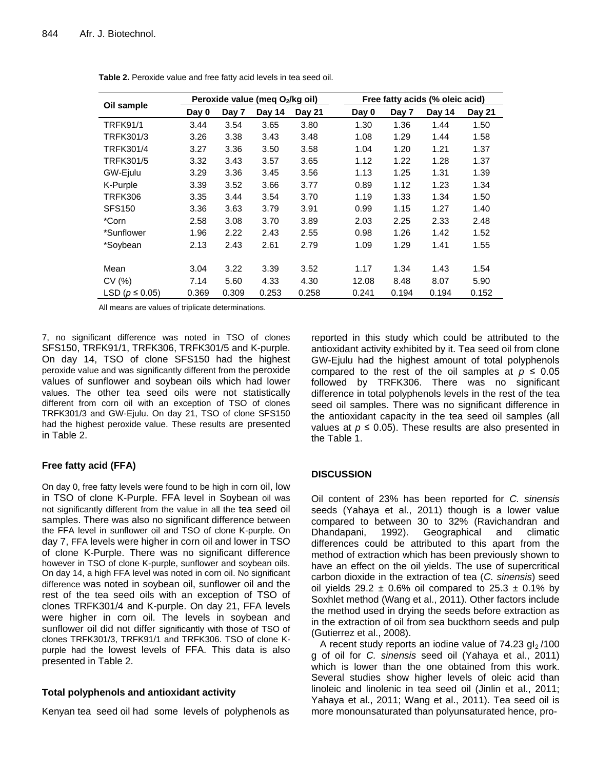**Table 2.** Peroxide value and free fatty acid levels in tea seed oil.

| Oil sample | Peroxide value (meq $O_2$/kg oil) | | | | Free fatty acids (% oleic acid) | | | |
|---|---|---|---|---|---|---|---|---|
| | Day 0 | Day 7 | Day 14 | Day 21 | Day 0 | Day 7 | Day 14 | Day 21 |
| TRFK91/1 | 3.44 | 3.54 | 3.65 | 3.80 | 1.30 | 1.36 | 1.44 | 1.50 |
| TRFK301/3 | 3.26 | 3.38 | 3.43 | 3.48 | 1.08 | 1.29 | 1.44 | 1.58 |
| TRFK301/4 | 3.27 | 3.36 | 3.50 | 3.58 | 1.04 | 1.20 | 1.21 | 1.37 |
| TRFK301/5 | 3.32 | 3.43 | 3.57 | 3.65 | 1.12 | 1.22 | 1.28 | 1.37 |
| GW-Ejulu | 3.29 | 3.36 | 3.45 | 3.56 | 1.13 | 1.25 | 1.31 | 1.39 |
| K-Purple | 3.39 | 3.52 | 3.66 | 3.77 | 0.89 | 1.12 | 1.23 | 1.34 |
| TRFK306 | 3.35 | 3.44 | 3.54 | 3.70 | 1.19 | 1.33 | 1.34 | 1.50 |
| SFS150 | 3.36 | 3.63 | 3.79 | 3.91 | 0.99 | 1.15 | 1.27 | 1.40 |
| *Corn | 2.58 | 3.08 | 3.70 | 3.89 | 2.03 | 2.25 | 2.33 | 2.48 |
| *Sunflower | 1.96 | 2.22 | 2.43 | 2.55 | 0.98 | 1.26 | 1.42 | 1.52 |
| *Soybean | 2.13 | 2.43 | 2.61 | 2.79 | 1.09 | 1.29 | 1.41 | 1.55 |
| Mean | 3.04 | 3.22 | 3.39 | 3.52 | 1.17 | 1.34 | 1.43 | 1.54 |
| CV (%) | 7.14 | 5.60 | 4.33 | 4.30 | 12.08 | 8.48 | 8.07 | 5.90 |
| LSD ($p \leq 0.05$) | 0.369 | 0.309 | 0.253 | 0.258 | 0.241 | 0.194 | 0.194 | 0.152 |

All means are values of triplicate determinations.

7, no significant difference was noted in TSO of clones SFS150, TRFK91/1, TRFK306, TRFK301/5 and K-purple. On day 14, TSO of clone SFS150 had the highest peroxide value and was significantly different from the peroxide values of sunflower and soybean oils which had lower values. The other tea seed oils were not statistically different from corn oil with an exception of TSO of clones TRFK301/3 and GW-Ejulu. On day 21, TSO of clone SFS150 had the highest peroxide value. These results are presented in Table 2.

### Free fatty acid (FFA)

On day 0, free fatty levels were found to be high in corn oil, low in TSO of clone K-Purple. FFA level in Soybean oil was not significantly different from the value in all the tea seed oil samples. There was also no significant difference between the FFA level in sunflower oil and TSO of clone K-purple. On day 7, FFA levels were higher in corn oil and lower in TSO of clone K-Purple. There was no significant difference however in TSO of clone K-purple, sunflower and soybean oils. On day 14, a high FFA level was noted in corn oil. No significant difference was noted in soybean oil, sunflower oil and the rest of the tea seed oils with an exception of TSO of clones TRFK301/4 and K-purple. On day 21, FFA levels were higher in corn oil. The levels in soybean and sunflower oil did not differ significantly with those of TSO of clones TRFK301/3, TRFK91/1 and TRFK306. TSO of clone K-purple had the lowest levels of FFA. This data is also presented in Table 2.

### Total polyphenols and antioxidant activity

Kenyan tea seed oil had some levels of polyphenols as reported in this study which could be attributed to the antioxidant activity exhibited by it. Tea seed oil from clone GW-Ejulu had the highest amount of total polyphenols compared to the rest of the oil samples at $p \leq 0.05$ followed by TRFK306. There was no significant difference in total polyphenols levels in the rest of the tea seed oil samples. There was no significant difference in the antioxidant capacity in the tea seed oil samples (all values at $p \leq 0.05$). These results are also presented in the Table 1.

## DISCUSSION

Oil content of 23% has been reported for *C. sinensis* seeds (Yahaya et al., 2011) though is a lower value compared to between 30 to 32% (Ravichandran and Dhandapani, 1992). Geographical and climatic differences could be attributed to this apart from the method of extraction which has been previously shown to have an effect on the oil yields. The use of supercritical carbon dioxide in the extraction of tea (*C. sinensis*) seed oil yields 29.2 ± 0.6% oil compared to 25.3 ± 0.1% by Soxhlet method (Wang et al., 2011). Other factors include the method used in drying the seeds before extraction as in the extraction of oil from sea buckthorn seeds and pulp (Gutierrez et al., 2008).

A recent study reports an iodine value of 74.23 $gI_2$/100 g of oil for *C. sinensis* seed oil (Yahaya et al., 2011) which is lower than the one obtained from this work. Several studies show higher levels of oleic acid than linoleic and linolenic in tea seed oil (Jinlin et al., 2011; Yahaya et al., 2011; Wang et al., 2011). Tea seed oil is more monounsaturated than polyunsaturated hence, pro-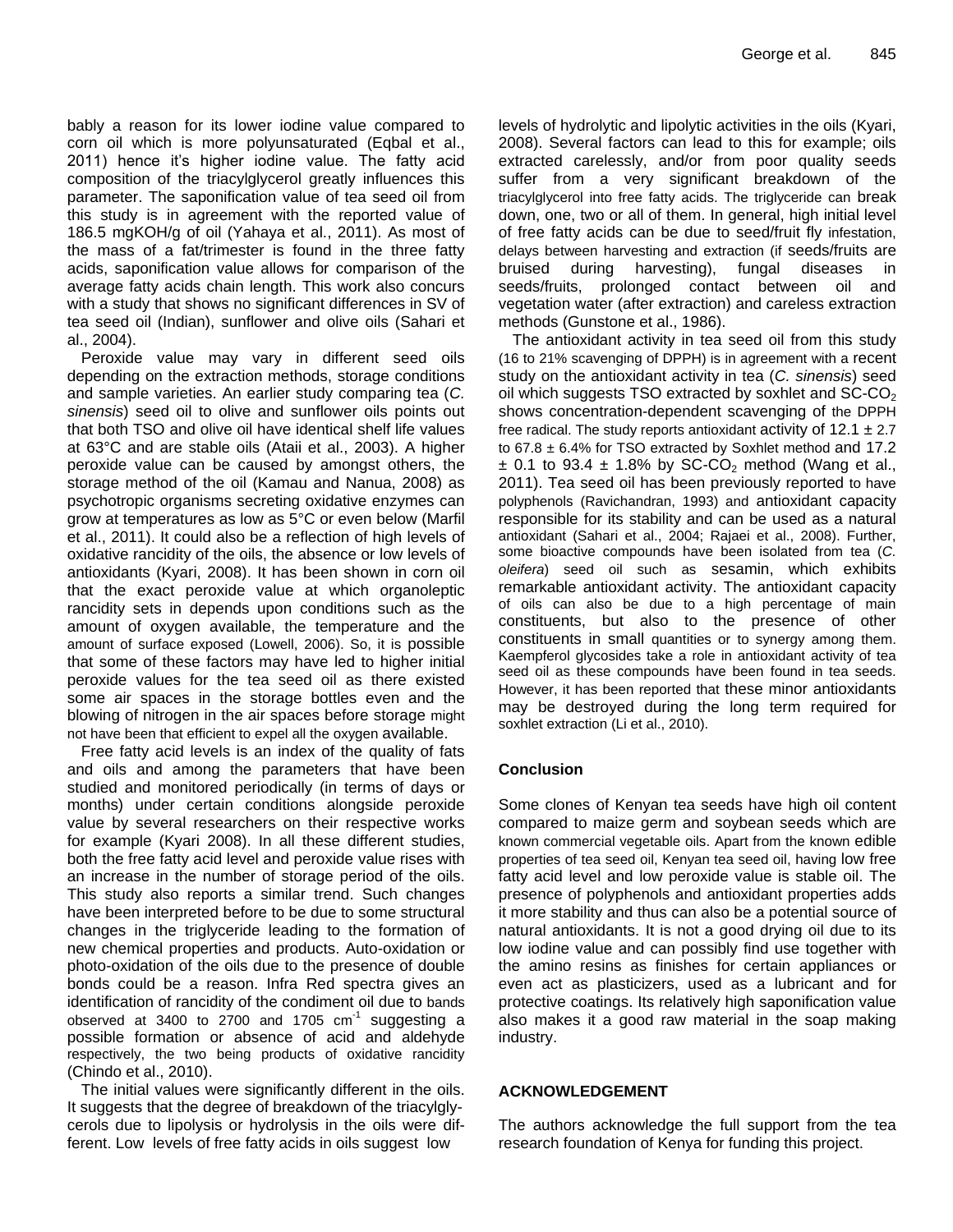bably a reason for its lower iodine value compared to corn oil which is more polyunsaturated (Eqbal et al., 2011) hence it's higher iodine value. The fatty acid composition of the triacylglycerol greatly influences this parameter. The saponification value of tea seed oil from this study is in agreement with the reported value of 186.5 mgKOH/g of oil (Yahaya et al., 2011). As most of the mass of a fat/trimester is found in the three fatty acids, saponification value allows for comparison of the average fatty acids chain length. This work also concurs with a study that shows no significant differences in SV of tea seed oil (Indian), sunflower and olive oils (Sahari et al., 2004).

Peroxide value may vary in different seed oils depending on the extraction methods, storage conditions and sample varieties. An earlier study comparing tea (*C. sinensis*) seed oil to olive and sunflower oils points out that both TSO and olive oil have identical shelf life values at 63°C and are stable oils (Ataii et al., 2003). A higher peroxide value can be caused by amongst others, the storage method of the oil (Kamau and Nanua, 2008) as psychotropic organisms secreting oxidative enzymes can grow at temperatures as low as 5°C or even below (Marfil et al., 2011). It could also be a reflection of high levels of oxidative rancidity of the oils, the absence or low levels of antioxidants (Kyari, 2008). It has been shown in corn oil that the exact peroxide value at which organoleptic rancidity sets in depends upon conditions such as the amount of oxygen available, the temperature and the amount of surface exposed (Lowell, 2006). So, it is possible that some of these factors may have led to higher initial peroxide values for the tea seed oil as there existed some air spaces in the storage bottles even and the blowing of nitrogen in the air spaces before storage might not have been that efficient to expel all the oxygen available.

Free fatty acid levels is an index of the quality of fats and oils and among the parameters that have been studied and monitored periodically (in terms of days or months) under certain conditions alongside peroxide value by several researchers on their respective works for example (Kyari 2008). In all these different studies, both the free fatty acid level and peroxide value rises with an increase in the number of storage period of the oils. This study also reports a similar trend. Such changes have been interpreted before to be due to some structural changes in the triglyceride leading to the formation of new chemical properties and products. Auto-oxidation or photo-oxidation of the oils due to the presence of double bonds could be a reason. Infra Red spectra gives an identification of rancidity of the condiment oil due to bands observed at 3400 to 2700 and 1705 $cm^{-1}$ suggesting a possible formation or absence of acid and aldehyde respectively, the two being products of oxidative rancidity (Chindo et al., 2010).

The initial values were significantly different in the oils. It suggests that the degree of breakdown of the triacylglycerols due to lipolysis or hydrolysis in the oils were different. Low levels of free fatty acids in oils suggest low levels of hydrolytic and lipolytic activities in the oils (Kyari, 2008). Several factors can lead to this for example; oils extracted carelessly, and/or from poor quality seeds suffer from a very significant breakdown of the triacylglycerol into free fatty acids. The triglyceride can break down, one, two or all of them. In general, high initial level of free fatty acids can be due to seed/fruit fly infestation, delays between harvesting and extraction (if seeds/fruits are bruised during harvesting), fungal diseases in seeds/fruits, prolonged contact between oil and vegetation water (after extraction) and careless extraction methods (Gunstone et al., 1986).

The antioxidant activity in tea seed oil from this study (16 to 21% scavenging of DPPH) is in agreement with a recent study on the antioxidant activity in tea (*C. sinensis*) seed oil which suggests TSO extracted by soxhlet and SC-$CO_2$ shows concentration-dependent scavenging of the DPPH free radical. The study reports antioxidant activity of 12.1 ± 2.7 to 67.8 ± 6.4% for TSO extracted by Soxhlet method and 17.2 ± 0.1 to 93.4 ± 1.8% by SC-$CO_2$ method (Wang et al., 2011). Tea seed oil has been previously reported to have polyphenols (Ravichandran, 1993) and antioxidant capacity responsible for its stability and can be used as a natural antioxidant (Sahari et al., 2004; Rajaei et al., 2008). Further, some bioactive compounds have been isolated from tea (*C. oleifera*) seed oil such as sesamin, which exhibits remarkable antioxidant activity. The antioxidant capacity of oils can also be due to a high percentage of main constituents, but also to the presence of other constituents in small quantities or to synergy among them. Kaempferol glycosides take a role in antioxidant activity of tea seed oil as these compounds have been found in tea seeds. However, it has been reported that these minor antioxidants may be destroyed during the long term required for soxhlet extraction (Li et al., 2010).

## Conclusion

Some clones of Kenyan tea seeds have high oil content compared to maize germ and soybean seeds which are known commercial vegetable oils. Apart from the known edible properties of tea seed oil, Kenyan tea seed oil, having low free fatty acid level and low peroxide value is stable oil. The presence of polyphenols and antioxidant properties adds it more stability and thus can also be a potential source of natural antioxidants. It is not a good drying oil due to its low iodine value and can possibly find use together with the amino resins as finishes for certain appliances or even act as plasticizers, used as a lubricant and for protective coatings. Its relatively high saponification value also makes it a good raw material in the soap making industry.

## ACKNOWLEDGEMENT

The authors acknowledge the full support from the tea research foundation of Kenya for funding this project.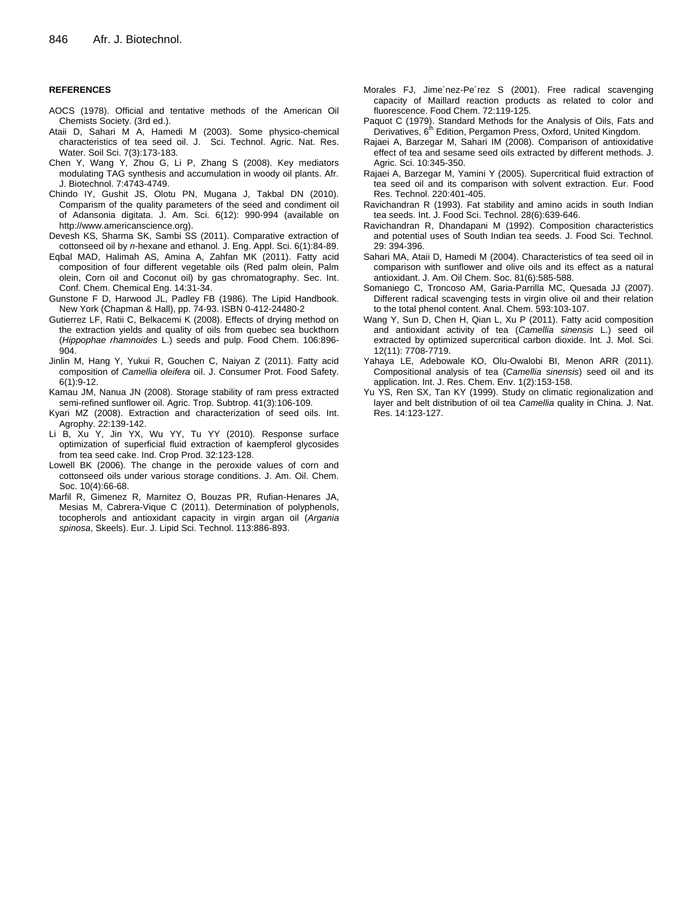**REFERENCES**

AOCS (1978). Official and tentative methods of the American Oil Chemists Society. (3rd ed.).

Ataii D, Sahari M A, Hamedi M (2003). Some physico-chemical characteristics of tea seed oil. J. Sci. Technol. Agric. Nat. Res. Water. Soil Sci. 7(3):173-183.

Chen Y, Wang Y, Zhou G, Li P, Zhang S (2008). Key mediators modulating TAG synthesis and accumulation in woody oil plants. Afr. J. Biotechnol. 7:4743-4749.

Chindo IY, Gushit JS, Olotu PN, Mugana J, Takbal DN (2010). Comparism of the quality parameters of the seed and condiment oil of Adansonia digitata. J. Am. Sci. 6(12): 990-994 (available on http://www.americanscience.org).

Devesh KS, Sharma SK, Sambi SS (2011). Comparative extraction of cottonseed oil by *n*-hexane and ethanol. J. Eng. Appl. Sci. 6(1):84-89.

Eqbal MAD, Halimah AS, Amina A, Zahfan MK (2011). Fatty acid composition of four different vegetable oils (Red palm olein, Palm olein, Corn oil and Coconut oil) by gas chromatography. Sec. Int. Conf. Chem. Chemical Eng. 14:31-34.

Gunstone F D, Harwood JL, Padley FB (1986). The Lipid Handbook. New York (Chapman & Hall), pp. 74-93. ISBN 0-412-24480-2

Gutierrez LF, Ratii C, Belkacemi K (2008). Effects of drying method on the extraction yields and quality of oils from quebec sea buckthorn (*Hippophae rhamnoides* L.) seeds and pulp. Food Chem. 106:896-904.

Jinlin M, Hang Y, Yukui R, Gouchen C, Naiyan Z (2011). Fatty acid composition of *Camellia oleifera* oil. J. Consumer Prot. Food Safety. 6(1):9-12.

Kamau JM, Nanua JN (2008). Storage stability of ram press extracted semi-refined sunflower oil. Agric. Trop. Subtrop. 41(3):106-109.

Kyari MZ (2008). Extraction and characterization of seed oils. Int. Agrophy. 22:139-142.

Li B, Xu Y, Jin YX, Wu YY, Tu YY (2010). Response surface optimization of superficial fluid extraction of kaempferol glycosides from tea seed cake. Ind. Crop Prod. 32:123-128.

Lowell BK (2006). The change in the peroxide values of corn and cottonseed oils under various storage conditions. J. Am. Oil. Chem. Soc. 10(4):66-68.

Marfil R, Gimenez R, Marnitez O, Bouzas PR, Rufian-Henares JA, Mesias M, Cabrera-Vique C (2011). Determination of polyphenols, tocopherols and antioxidant capacity in virgin argan oil (*Argania spinosa*, Skeels). Eur. J. Lipid Sci. Technol. 113:886-893.

Morales FJ, Jime´nez-Pe´rez S (2001). Free radical scavenging capacity of Maillard reaction products as related to color and fluorescence. Food Chem. 72:119-125.

Paquot C (1979). Standard Methods for the Analysis of Oils, Fats and Derivatives, 6th Edition, Pergamon Press, Oxford, United Kingdom.

Rajaei A, Barzegar M, Sahari IM (2008). Comparison of antioxidative effect of tea and sesame seed oils extracted by different methods. J. Agric. Sci. 10:345-350.

Rajaei A, Barzegar M, Yamini Y (2005). Supercritical fluid extraction of tea seed oil and its comparison with solvent extraction. Eur. Food Res. Technol. 220:401-405.

Ravichandran R (1993). Fat stability and amino acids in south Indian tea seeds. Int. J. Food Sci. Technol. 28(6):639-646.

Ravichandran R, Dhandapani M (1992). Composition characteristics and potential uses of South Indian tea seeds. J. Food Sci. Technol. 29: 394-396.

Sahari MA, Ataii D, Hamedi M (2004). Characteristics of tea seed oil in comparison with sunflower and olive oils and its effect as a natural antioxidant. J. Am. Oil Chem. Soc. 81(6):585-588.

Somaniego C, Troncoso AM, Garia-Parrilla MC, Quesada JJ (2007). Different radical scavenging tests in virgin olive oil and their relation to the total phenol content. Anal. Chem. 593:103-107.

Wang Y, Sun D, Chen H, Qian L, Xu P (2011). Fatty acid composition and antioxidant activity of tea (*Camellia sinensis* L.) seed oil extracted by optimized supercritical carbon dioxide. Int. J. Mol. Sci. 12(11): 7708-7719.

Yahaya LE, Adebowale KO, Olu-Owalobi BI, Menon ARR (2011). Compositional analysis of tea (*Camellia sinensis*) seed oil and its application. Int. J. Res. Chem. Env. 1(2):153-158.

Yu YS, Ren SX, Tan KY (1999). Study on climatic regionalization and layer and belt distribution of oil tea *Camellia* quality in China. J. Nat. Res. 14:123-127.